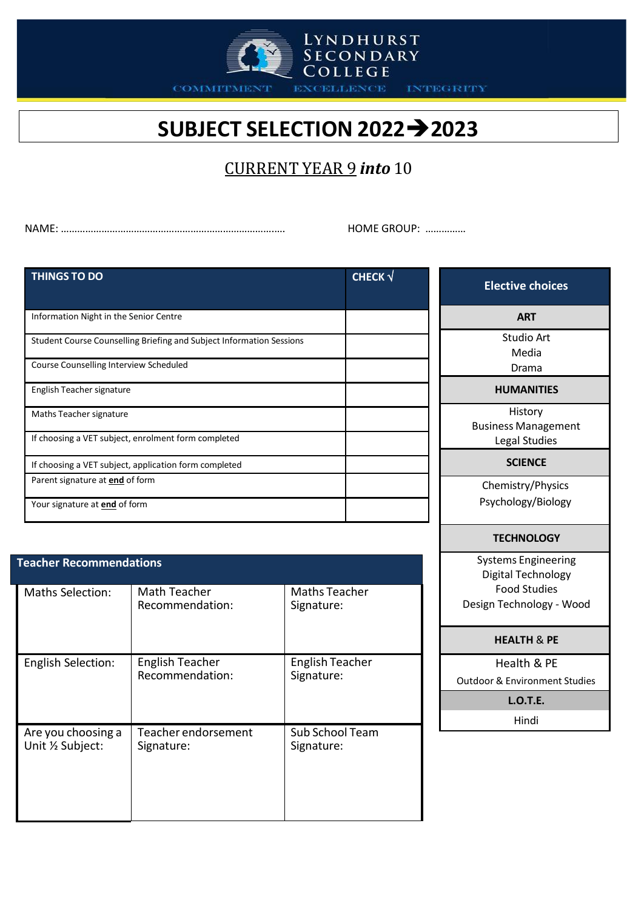LYNDHURST SECONDARY COLLEGE

COMMITMENT EXCELLENCE INTEGRITY

# SUBJECT SELECTION 2022→2023

## CURRENT YEAR 9 *into* 10

NAME: ………………………………………………………………………  HOME GROUP: ……………

| THINGS TO DO | CHECK √ |
|---|---|
| Information Night in the Senior Centre | |
| Student Course Counselling Briefing and Subject Information Sessions | |
| Course Counselling Interview Scheduled | |
| English Teacher signature | |
| Maths Teacher signature | |
| If choosing a VET subject, enrolment form completed | |
| If choosing a VET subject, application form completed | |
| Parent signature at **end** of form | |
| Your signature at **end** of form | |

| Elective choices |
|---|
| **ART** |
| Studio Art<br>Media<br>Drama |
| **HUMANITIES** |
| History<br>Business Management<br>Legal Studies |
| **SCIENCE** |
| Chemistry/Physics<br>Psychology/Biology |
| **TECHNOLOGY** |
| Systems Engineering<br>Digital Technology<br>Food Studies<br>Design Technology - Wood |
| **HEALTH & PE** |
| Health & PE<br>Outdoor & Environment Studies |
| **L.O.T.E.** |
| Hindi |

| Teacher Recommendations | | |
|---|---|---|
| Maths Selection: | Math Teacher Recommendation: | Maths Teacher Signature: |
| English Selection: | English Teacher Recommendation: | English Teacher Signature: |
| Are you choosing a Unit ½ Subject: | Teacher endorsement Signature: | Sub School Team Signature: |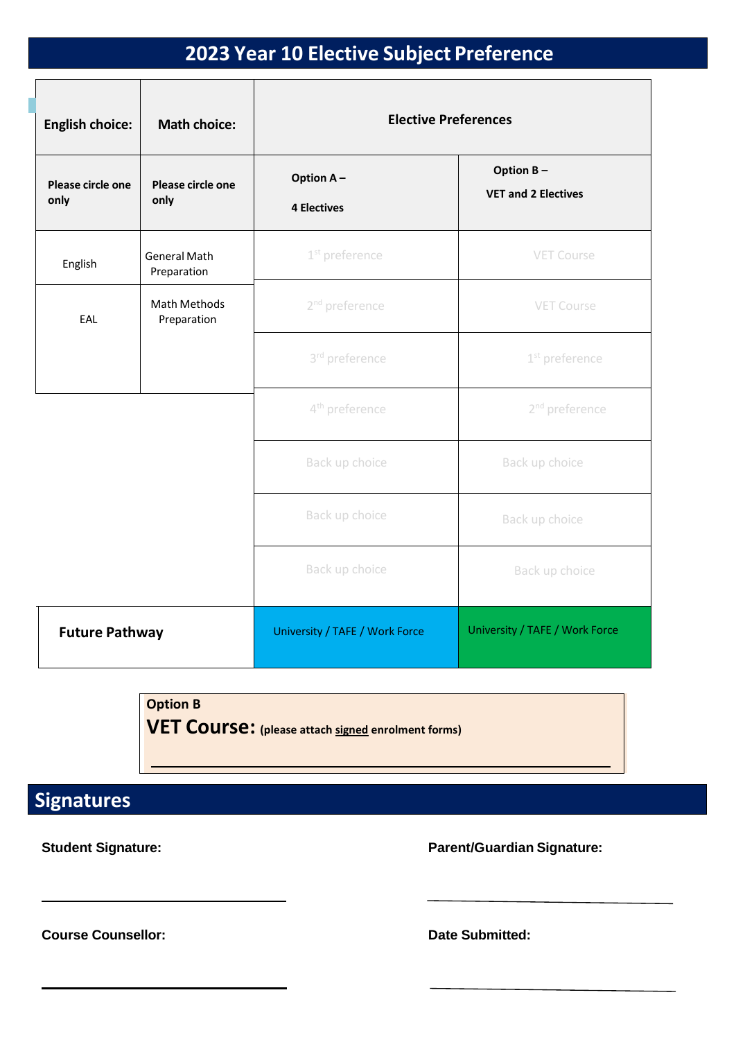# 2023 Year 10 Elective Subject Preference

| English choice: | Math choice: | Elective Preferences | |
|---|---|---|---|
| Please circle one only | Please circle one only | Option A – 4 Electives | Option B – VET and 2 Electives |
| English | General Math Preparation | 1st preference | VET Course |
| EAL | Math Methods Preparation | 2nd preference | VET Course |
| | | 3rd preference | 1st preference |
| | | 4th preference | 2nd preference |
| | | Back up choice | Back up choice |
| | | Back up choice | Back up choice |
| | | Back up choice | Back up choice |
| **Future Pathway** | | University / TAFE / Work Force | University / TAFE / Work Force |

**Option B**

**VET Course:** **(please attach <u>signed</u> enrolment forms)**

______________________________________________

## Signatures

**Student Signature:** ______________________________

**Parent/Guardian Signature:** ______________________________

**Course Counsellor:** ______________________________

**Date Submitted:** ______________________________